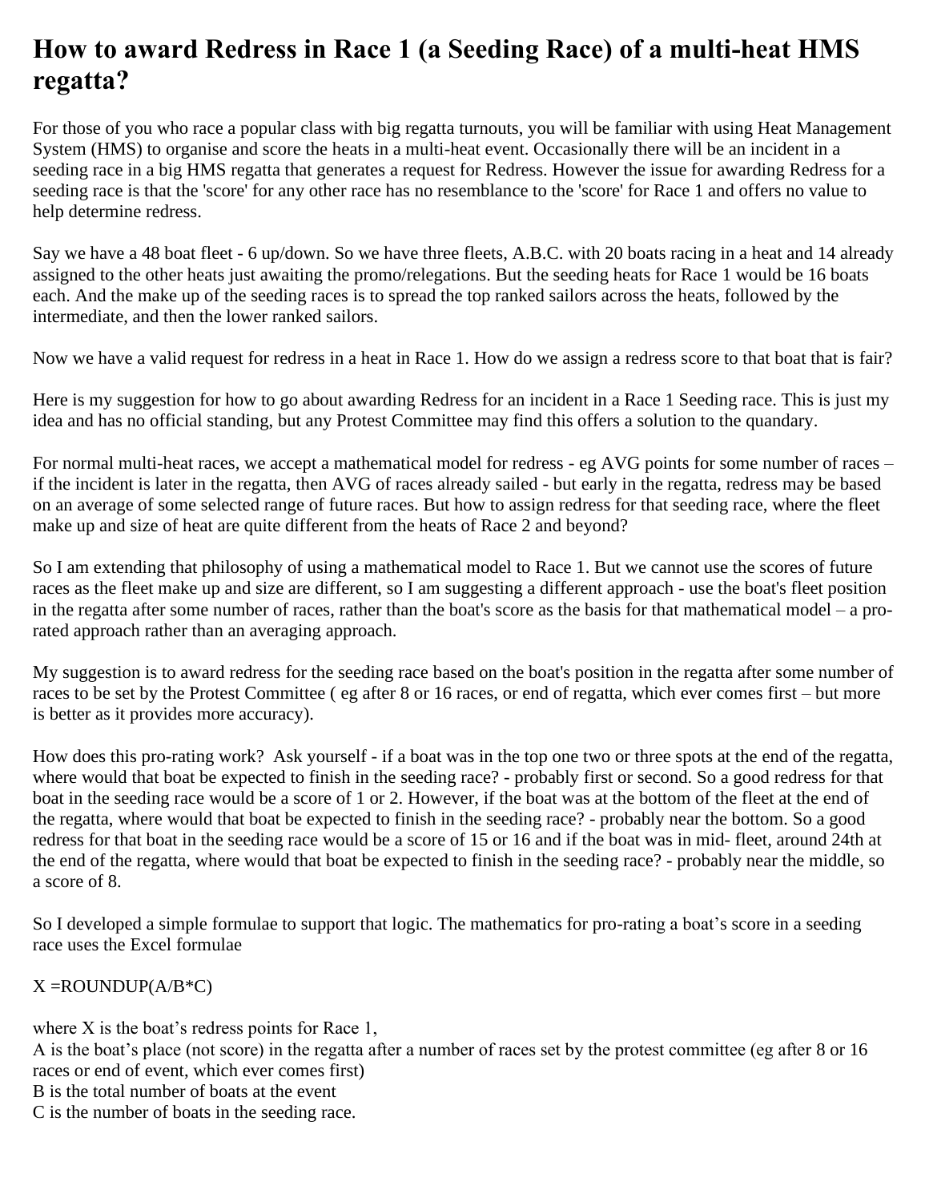# How to award Redress in Race 1 (a Seeding Race) of a multi-heat HMS regatta?

For those of you who race a popular class with big regatta turnouts, you will be familiar with using Heat Management System (HMS) to organise and score the heats in a multi-heat event. Occasionally there will be an incident in a seeding race in a big HMS regatta that generates a request for Redress. However the issue for awarding Redress for a seeding race is that the 'score' for any other race has no resemblance to the 'score' for Race 1 and offers no value to help determine redress.

Say we have a 48 boat fleet - 6 up/down. So we have three fleets, A.B.C. with 20 boats racing in a heat and 14 already assigned to the other heats just awaiting the promo/relegations. But the seeding heats for Race 1 would be 16 boats each. And the make up of the seeding races is to spread the top ranked sailors across the heats, followed by the intermediate, and then the lower ranked sailors.

Now we have a valid request for redress in a heat in Race 1. How do we assign a redress score to that boat that is fair?

Here is my suggestion for how to go about awarding Redress for an incident in a Race 1 Seeding race. This is just my idea and has no official standing, but any Protest Committee may find this offers a solution to the quandary.

For normal multi-heat races, we accept a mathematical model for redress - eg AVG points for some number of races – if the incident is later in the regatta, then AVG of races already sailed - but early in the regatta, redress may be based on an average of some selected range of future races. But how to assign redress for that seeding race, where the fleet make up and size of heat are quite different from the heats of Race 2 and beyond?

So I am extending that philosophy of using a mathematical model to Race 1. But we cannot use the scores of future races as the fleet make up and size are different, so I am suggesting a different approach - use the boat's fleet position in the regatta after some number of races, rather than the boat's score as the basis for that mathematical model – a pro-rated approach rather than an averaging approach.

My suggestion is to award redress for the seeding race based on the boat's position in the regatta after some number of races to be set by the Protest Committee ( eg after 8 or 16 races, or end of regatta, which ever comes first – but more is better as it provides more accuracy).

How does this pro-rating work? Ask yourself - if a boat was in the top one two or three spots at the end of the regatta, where would that boat be expected to finish in the seeding race? - probably first or second. So a good redress for that boat in the seeding race would be a score of 1 or 2. However, if the boat was at the bottom of the fleet at the end of the regatta, where would that boat be expected to finish in the seeding race? - probably near the bottom. So a good redress for that boat in the seeding race would be a score of 15 or 16 and if the boat was in mid- fleet, around 24th at the end of the regatta, where would that boat be expected to finish in the seeding race? - probably near the middle, so a score of 8.

So I developed a simple formulae to support that logic. The mathematics for pro-rating a boat's score in a seeding race uses the Excel formulae

X =ROUNDUP(A/B*C)

where X is the boat's redress points for Race 1,
A is the boat's place (not score) in the regatta after a number of races set by the protest committee (eg after 8 or 16 races or end of event, which ever comes first)
B is the total number of boats at the event
C is the number of boats in the seeding race.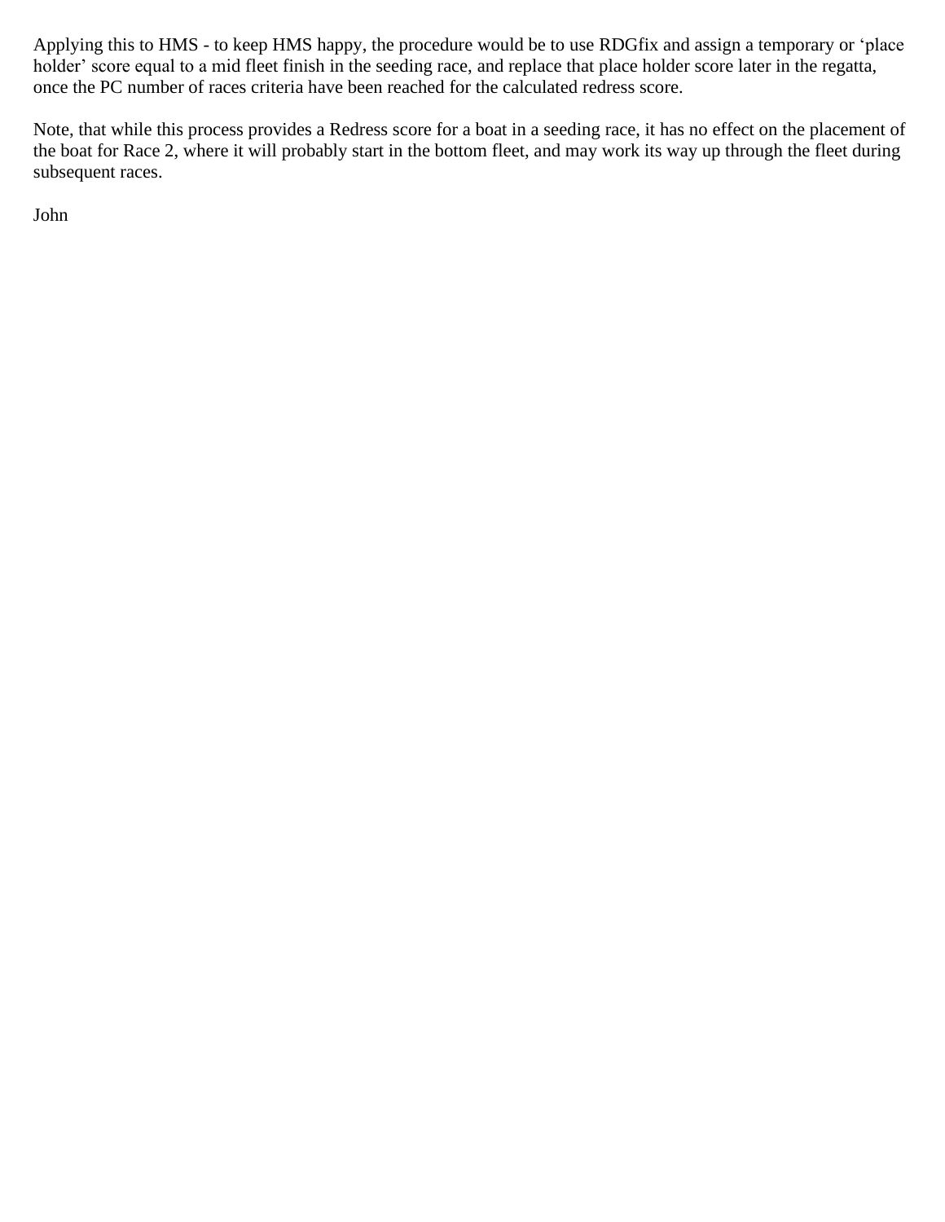Applying this to HMS - to keep HMS happy, the procedure would be to use RDGfix and assign a temporary or 'place holder' score equal to a mid fleet finish in the seeding race, and replace that place holder score later in the regatta, once the PC number of races criteria have been reached for the calculated redress score.

Note, that while this process provides a Redress score for a boat in a seeding race, it has no effect on the placement of the boat for Race 2, where it will probably start in the bottom fleet, and may work its way up through the fleet during subsequent races.

John